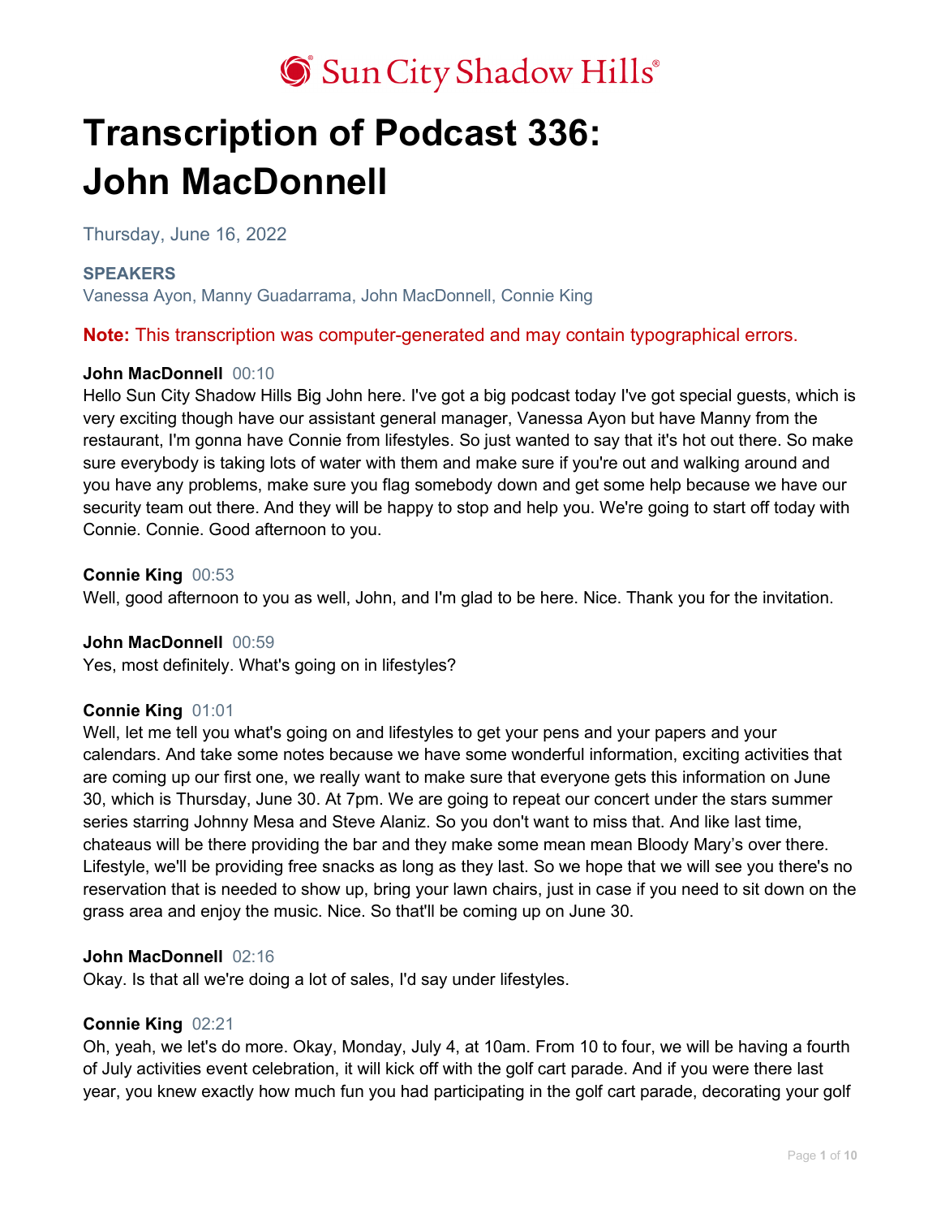Sun City Shadow Hills®

# Transcription of Podcast 336: John MacDonnell

Thursday, June 16, 2022

**SPEAKERS**
Vanessa Ayon, Manny Guadarrama, John MacDonnell, Connie King

**Note:** This transcription was computer-generated and may contain typographical errors.

**John MacDonnell** 00:10
Hello Sun City Shadow Hills Big John here. I've got a big podcast today I've got special guests, which is very exciting though have our assistant general manager, Vanessa Ayon but have Manny from the restaurant, I'm gonna have Connie from lifestyles. So just wanted to say that it's hot out there. So make sure everybody is taking lots of water with them and make sure if you're out and walking around and you have any problems, make sure you flag somebody down and get some help because we have our security team out there. And they will be happy to stop and help you. We're going to start off today with Connie. Connie. Good afternoon to you.

**Connie King** 00:53
Well, good afternoon to you as well, John, and I'm glad to be here. Nice. Thank you for the invitation.

**John MacDonnell** 00:59
Yes, most definitely. What's going on in lifestyles?

**Connie King** 01:01
Well, let me tell you what's going on and lifestyles to get your pens and your papers and your calendars. And take some notes because we have some wonderful information, exciting activities that are coming up our first one, we really want to make sure that everyone gets this information on June 30, which is Thursday, June 30. At 7pm. We are going to repeat our concert under the stars summer series starring Johnny Mesa and Steve Alaniz. So you don't want to miss that. And like last time, chateaus will be there providing the bar and they make some mean mean Bloody Mary's over there. Lifestyle, we'll be providing free snacks as long as they last. So we hope that we will see you there's no reservation that is needed to show up, bring your lawn chairs, just in case if you need to sit down on the grass area and enjoy the music. Nice. So that'll be coming up on June 30.

**John MacDonnell** 02:16
Okay. Is that all we're doing a lot of sales, I'd say under lifestyles.

**Connie King** 02:21
Oh, yeah, we let's do more. Okay, Monday, July 4, at 10am. From 10 to four, we will be having a fourth of July activities event celebration, it will kick off with the golf cart parade. And if you were there last year, you knew exactly how much fun you had participating in the golf cart parade, decorating your golf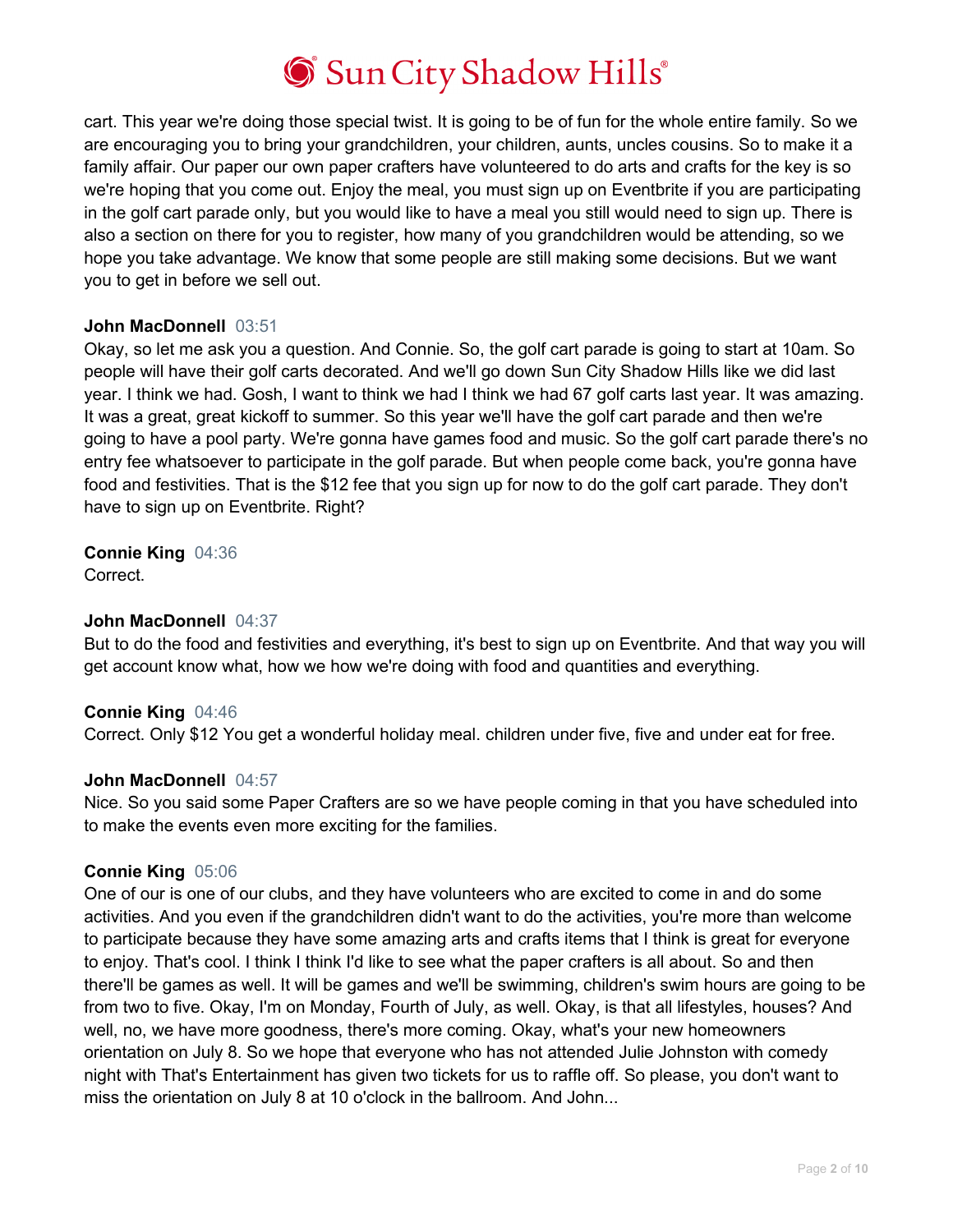cart. This year we're doing those special twist. It is going to be of fun for the whole entire family. So we are encouraging you to bring your grandchildren, your children, aunts, uncles cousins. So to make it a family affair. Our paper our own paper crafters have volunteered to do arts and crafts for the key is so we're hoping that you come out. Enjoy the meal, you must sign up on Eventbrite if you are participating in the golf cart parade only, but you would like to have a meal you still would need to sign up. There is also a section on there for you to register, how many of you grandchildren would be attending, so we hope you take advantage. We know that some people are still making some decisions. But we want you to get in before we sell out.

**John MacDonnell** 03:51
Okay, so let me ask you a question. And Connie. So, the golf cart parade is going to start at 10am. So people will have their golf carts decorated. And we'll go down Sun City Shadow Hills like we did last year. I think we had. Gosh, I want to think we had I think we had 67 golf carts last year. It was amazing. It was a great, great kickoff to summer. So this year we'll have the golf cart parade and then we're going to have a pool party. We're gonna have games food and music. So the golf cart parade there's no entry fee whatsoever to participate in the golf parade. But when people come back, you're gonna have food and festivities. That is the $12 fee that you sign up for now to do the golf cart parade. They don't have to sign up on Eventbrite. Right?

**Connie King** 04:36
Correct.

**John MacDonnell** 04:37
But to do the food and festivities and everything, it's best to sign up on Eventbrite. And that way you will get account know what, how we how we're doing with food and quantities and everything.

**Connie King** 04:46
Correct. Only $12 You get a wonderful holiday meal. children under five, five and under eat for free.

**John MacDonnell** 04:57
Nice. So you said some Paper Crafters are so we have people coming in that you have scheduled into to make the events even more exciting for the families.

**Connie King** 05:06
One of our is one of our clubs, and they have volunteers who are excited to come in and do some activities. And you even if the grandchildren didn't want to do the activities, you're more than welcome to participate because they have some amazing arts and crafts items that I think is great for everyone to enjoy. That's cool. I think I think I'd like to see what the paper crafters is all about. So and then there'll be games as well. It will be games and we'll be swimming, children's swim hours are going to be from two to five. Okay, I'm on Monday, Fourth of July, as well. Okay, is that all lifestyles, houses? And well, no, we have more goodness, there's more coming. Okay, what's your new homeowners orientation on July 8. So we hope that everyone who has not attended Julie Johnston with comedy night with That's Entertainment has given two tickets for us to raffle off. So please, you don't want to miss the orientation on July 8 at 10 o'clock in the ballroom. And John...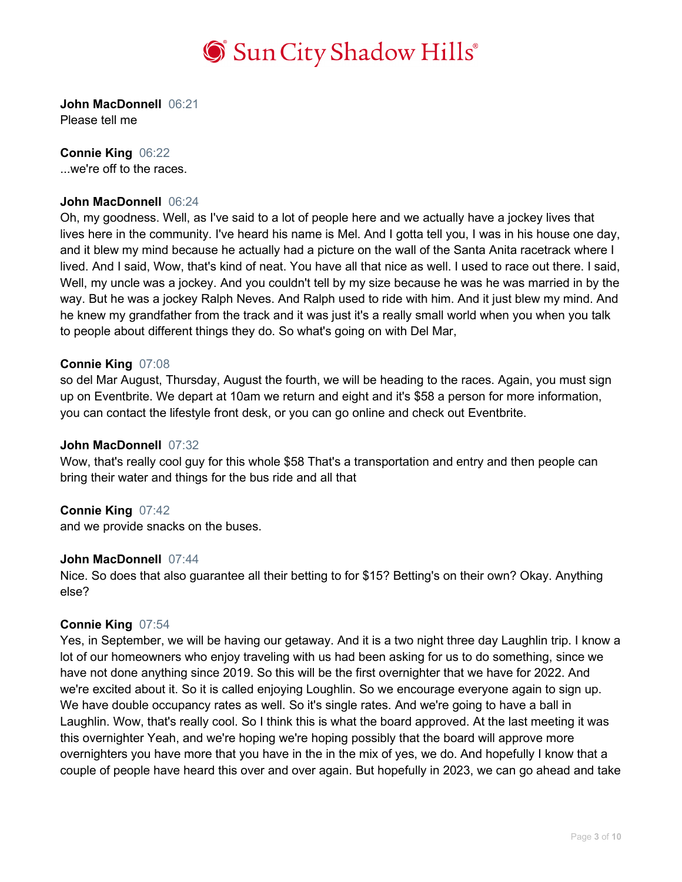**John MacDonnell** 06:21
Please tell me

**Connie King** 06:22
...we're off to the races.

**John MacDonnell** 06:24
Oh, my goodness. Well, as I've said to a lot of people here and we actually have a jockey lives that lives here in the community. I've heard his name is Mel. And I gotta tell you, I was in his house one day, and it blew my mind because he actually had a picture on the wall of the Santa Anita racetrack where I lived. And I said, Wow, that's kind of neat. You have all that nice as well. I used to race out there. I said, Well, my uncle was a jockey. And you couldn't tell by my size because he was he was married in by the way. But he was a jockey Ralph Neves. And Ralph used to ride with him. And it just blew my mind. And he knew my grandfather from the track and it was just it's a really small world when you when you talk to people about different things they do. So what's going on with Del Mar,

**Connie King** 07:08
so del Mar August, Thursday, August the fourth, we will be heading to the races. Again, you must sign up on Eventbrite. We depart at 10am we return and eight and it's $58 a person for more information, you can contact the lifestyle front desk, or you can go online and check out Eventbrite.

**John MacDonnell** 07:32
Wow, that's really cool guy for this whole $58 That's a transportation and entry and then people can bring their water and things for the bus ride and all that

**Connie King** 07:42
and we provide snacks on the buses.

**John MacDonnell** 07:44
Nice. So does that also guarantee all their betting to for $15? Betting's on their own? Okay. Anything else?

**Connie King** 07:54
Yes, in September, we will be having our getaway. And it is a two night three day Laughlin trip. I know a lot of our homeowners who enjoy traveling with us had been asking for us to do something, since we have not done anything since 2019. So this will be the first overnighter that we have for 2022. And we're excited about it. So it is called enjoying Loughlin. So we encourage everyone again to sign up. We have double occupancy rates as well. So it's single rates. And we're going to have a ball in Laughlin. Wow, that's really cool. So I think this is what the board approved. At the last meeting it was this overnighter Yeah, and we're hoping we're hoping possibly that the board will approve more overnighters you have more that you have in the in the mix of yes, we do. And hopefully I know that a couple of people have heard this over and over again. But hopefully in 2023, we can go ahead and take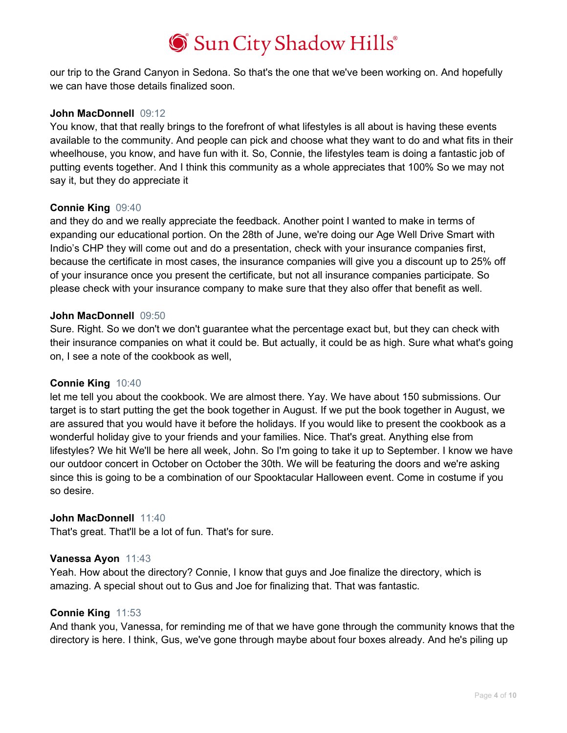our trip to the Grand Canyon in Sedona. So that's the one that we've been working on. And hopefully we can have those details finalized soon.

**John MacDonnell** 09:12
You know, that that really brings to the forefront of what lifestyles is all about is having these events available to the community. And people can pick and choose what they want to do and what fits in their wheelhouse, you know, and have fun with it. So, Connie, the lifestyles team is doing a fantastic job of putting events together. And I think this community as a whole appreciates that 100% So we may not say it, but they do appreciate it

**Connie King** 09:40
and they do and we really appreciate the feedback. Another point I wanted to make in terms of expanding our educational portion. On the 28th of June, we're doing our Age Well Drive Smart with Indio's CHP they will come out and do a presentation, check with your insurance companies first, because the certificate in most cases, the insurance companies will give you a discount up to 25% off of your insurance once you present the certificate, but not all insurance companies participate. So please check with your insurance company to make sure that they also offer that benefit as well.

**John MacDonnell** 09:50
Sure. Right. So we don't we don't guarantee what the percentage exact but, but they can check with their insurance companies on what it could be. But actually, it could be as high. Sure what what's going on, I see a note of the cookbook as well,

**Connie King** 10:40
let me tell you about the cookbook. We are almost there. Yay. We have about 150 submissions. Our target is to start putting the get the book together in August. If we put the book together in August, we are assured that you would have it before the holidays. If you would like to present the cookbook as a wonderful holiday give to your friends and your families. Nice. That's great. Anything else from lifestyles? We hit We'll be here all week, John. So I'm going to take it up to September. I know we have our outdoor concert in October on October the 30th. We will be featuring the doors and we're asking since this is going to be a combination of our Spooktacular Halloween event. Come in costume if you so desire.

**John MacDonnell** 11:40
That's great. That'll be a lot of fun. That's for sure.

**Vanessa Ayon** 11:43
Yeah. How about the directory? Connie, I know that guys and Joe finalize the directory, which is amazing. A special shout out to Gus and Joe for finalizing that. That was fantastic.

**Connie King** 11:53
And thank you, Vanessa, for reminding me of that we have gone through the community knows that the directory is here. I think, Gus, we've gone through maybe about four boxes already. And he's piling up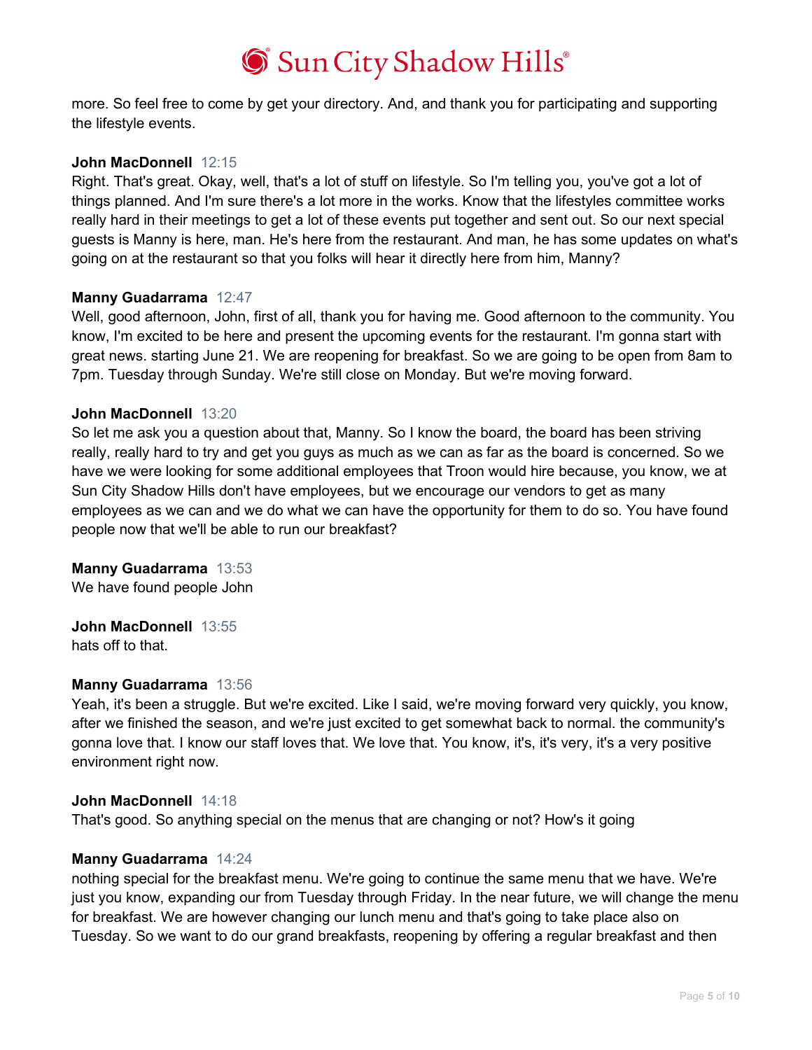more. So feel free to come by get your directory. And, and thank you for participating and supporting the lifestyle events.

**John MacDonnell** 12:15
Right. That's great. Okay, well, that's a lot of stuff on lifestyle. So I'm telling you, you've got a lot of things planned. And I'm sure there's a lot more in the works. Know that the lifestyles committee works really hard in their meetings to get a lot of these events put together and sent out. So our next special guests is Manny is here, man. He's here from the restaurant. And man, he has some updates on what's going on at the restaurant so that you folks will hear it directly here from him, Manny?

**Manny Guadarrama** 12:47
Well, good afternoon, John, first of all, thank you for having me. Good afternoon to the community. You know, I'm excited to be here and present the upcoming events for the restaurant. I'm gonna start with great news. starting June 21. We are reopening for breakfast. So we are going to be open from 8am to 7pm. Tuesday through Sunday. We're still close on Monday. But we're moving forward.

**John MacDonnell** 13:20
So let me ask you a question about that, Manny. So I know the board, the board has been striving really, really hard to try and get you guys as much as we can as far as the board is concerned. So we have we were looking for some additional employees that Troon would hire because, you know, we at Sun City Shadow Hills don't have employees, but we encourage our vendors to get as many employees as we can and we do what we can have the opportunity for them to do so. You have found people now that we'll be able to run our breakfast?

**Manny Guadarrama** 13:53
We have found people John

**John MacDonnell** 13:55
hats off to that.

**Manny Guadarrama** 13:56
Yeah, it's been a struggle. But we're excited. Like I said, we're moving forward very quickly, you know, after we finished the season, and we're just excited to get somewhat back to normal. the community's gonna love that. I know our staff loves that. We love that. You know, it's, it's very, it's a very positive environment right now.

**John MacDonnell** 14:18
That's good. So anything special on the menus that are changing or not? How's it going

**Manny Guadarrama** 14:24
nothing special for the breakfast menu. We're going to continue the same menu that we have. We're just you know, expanding our from Tuesday through Friday. In the near future, we will change the menu for breakfast. We are however changing our lunch menu and that's going to take place also on Tuesday. So we want to do our grand breakfasts, reopening by offering a regular breakfast and then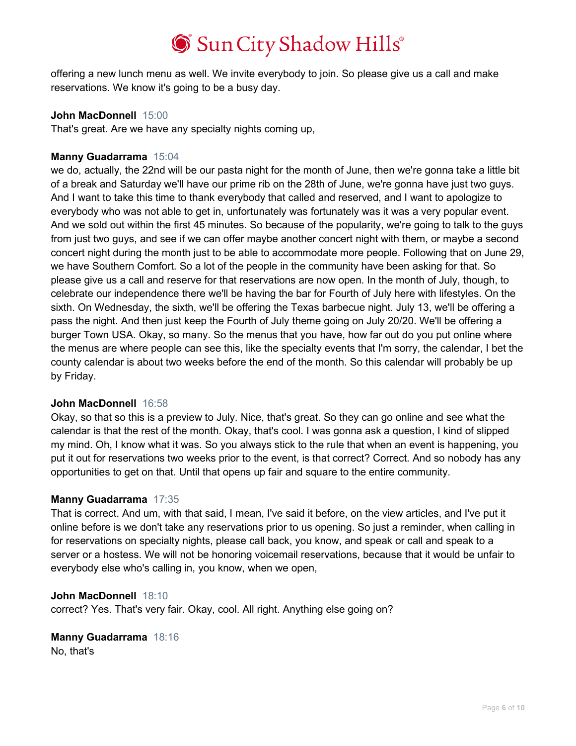offering a new lunch menu as well. We invite everybody to join. So please give us a call and make reservations. We know it's going to be a busy day.

**John MacDonnell** 15:00
That's great. Are we have any specialty nights coming up,

**Manny Guadarrama** 15:04
we do, actually, the 22nd will be our pasta night for the month of June, then we're gonna take a little bit of a break and Saturday we'll have our prime rib on the 28th of June, we're gonna have just two guys. And I want to take this time to thank everybody that called and reserved, and I want to apologize to everybody who was not able to get in, unfortunately was fortunately was it was a very popular event. And we sold out within the first 45 minutes. So because of the popularity, we're going to talk to the guys from just two guys, and see if we can offer maybe another concert night with them, or maybe a second concert night during the month just to be able to accommodate more people. Following that on June 29, we have Southern Comfort. So a lot of the people in the community have been asking for that. So please give us a call and reserve for that reservations are now open. In the month of July, though, to celebrate our independence there we'll be having the bar for Fourth of July here with lifestyles. On the sixth. On Wednesday, the sixth, we'll be offering the Texas barbecue night. July 13, we'll be offering a pass the night. And then just keep the Fourth of July theme going on July 20/20. We'll be offering a burger Town USA. Okay, so many. So the menus that you have, how far out do you put online where the menus are where people can see this, like the specialty events that I'm sorry, the calendar, I bet the county calendar is about two weeks before the end of the month. So this calendar will probably be up by Friday.

**John MacDonnell** 16:58
Okay, so that so this is a preview to July. Nice, that's great. So they can go online and see what the calendar is that the rest of the month. Okay, that's cool. I was gonna ask a question, I kind of slipped my mind. Oh, I know what it was. So you always stick to the rule that when an event is happening, you put it out for reservations two weeks prior to the event, is that correct? Correct. And so nobody has any opportunities to get on that. Until that opens up fair and square to the entire community.

**Manny Guadarrama** 17:35
That is correct. And um, with that said, I mean, I've said it before, on the view articles, and I've put it online before is we don't take any reservations prior to us opening. So just a reminder, when calling in for reservations on specialty nights, please call back, you know, and speak or call and speak to a server or a hostess. We will not be honoring voicemail reservations, because that it would be unfair to everybody else who's calling in, you know, when we open,

**John MacDonnell** 18:10
correct? Yes. That's very fair. Okay, cool. All right. Anything else going on?

**Manny Guadarrama** 18:16
No, that's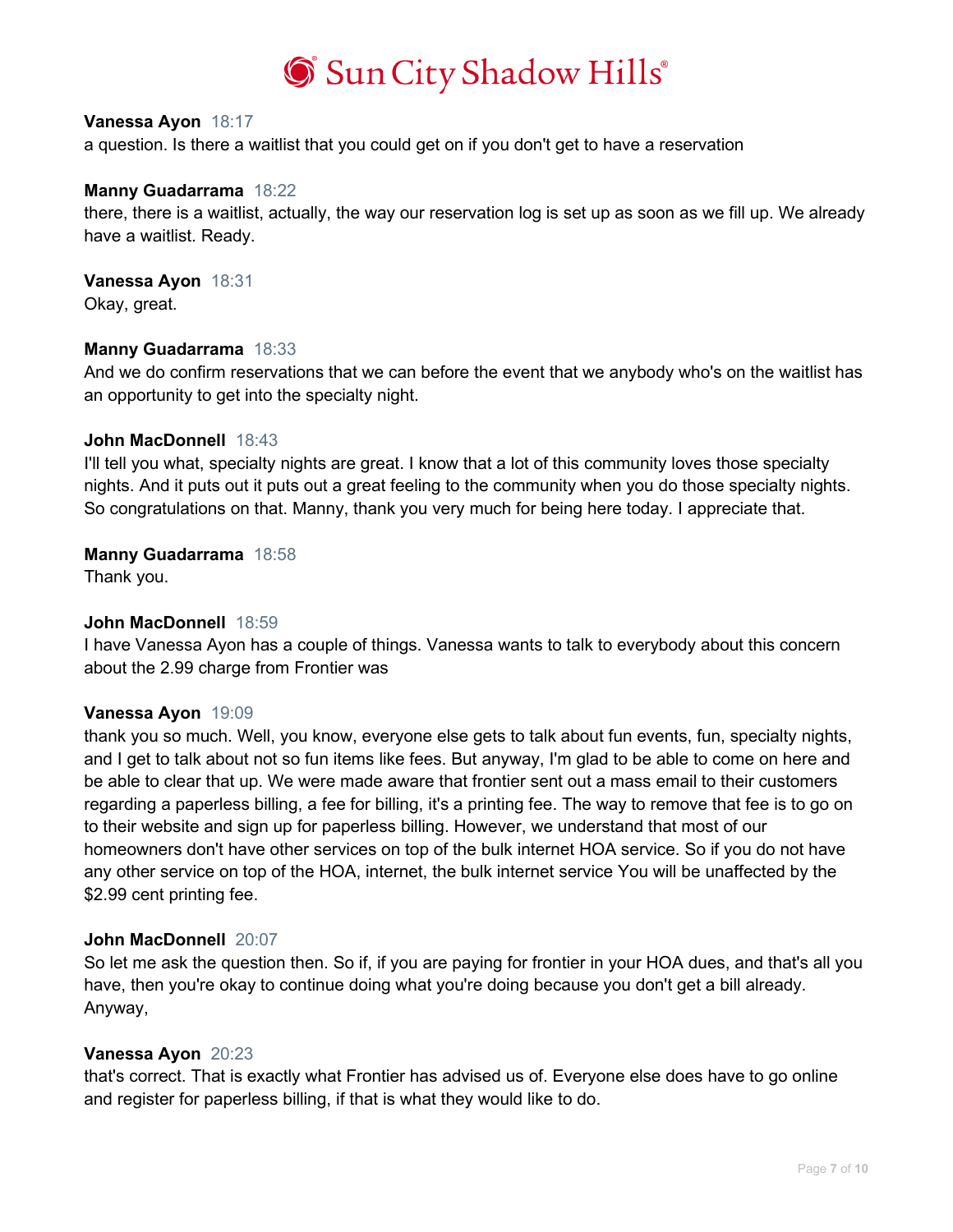**Vanessa Ayon** 18:17
a question. Is there a waitlist that you could get on if you don't get to have a reservation

**Manny Guadarrama** 18:22
there, there is a waitlist, actually, the way our reservation log is set up as soon as we fill up. We already have a waitlist. Ready.

**Vanessa Ayon** 18:31
Okay, great.

**Manny Guadarrama** 18:33
And we do confirm reservations that we can before the event that we anybody who's on the waitlist has an opportunity to get into the specialty night.

**John MacDonnell** 18:43
I'll tell you what, specialty nights are great. I know that a lot of this community loves those specialty nights. And it puts out it puts out a great feeling to the community when you do those specialty nights. So congratulations on that. Manny, thank you very much for being here today. I appreciate that.

**Manny Guadarrama** 18:58
Thank you.

**John MacDonnell** 18:59
I have Vanessa Ayon has a couple of things. Vanessa wants to talk to everybody about this concern about the 2.99 charge from Frontier was

**Vanessa Ayon** 19:09
thank you so much. Well, you know, everyone else gets to talk about fun events, fun, specialty nights, and I get to talk about not so fun items like fees. But anyway, I'm glad to be able to come on here and be able to clear that up. We were made aware that frontier sent out a mass email to their customers regarding a paperless billing, a fee for billing, it's a printing fee. The way to remove that fee is to go on to their website and sign up for paperless billing. However, we understand that most of our homeowners don't have other services on top of the bulk internet HOA service. So if you do not have any other service on top of the HOA, internet, the bulk internet service You will be unaffected by the $2.99 cent printing fee.

**John MacDonnell** 20:07
So let me ask the question then. So if, if you are paying for frontier in your HOA dues, and that's all you have, then you're okay to continue doing what you're doing because you don't get a bill already. Anyway,

**Vanessa Ayon** 20:23
that's correct. That is exactly what Frontier has advised us of. Everyone else does have to go online and register for paperless billing, if that is what they would like to do.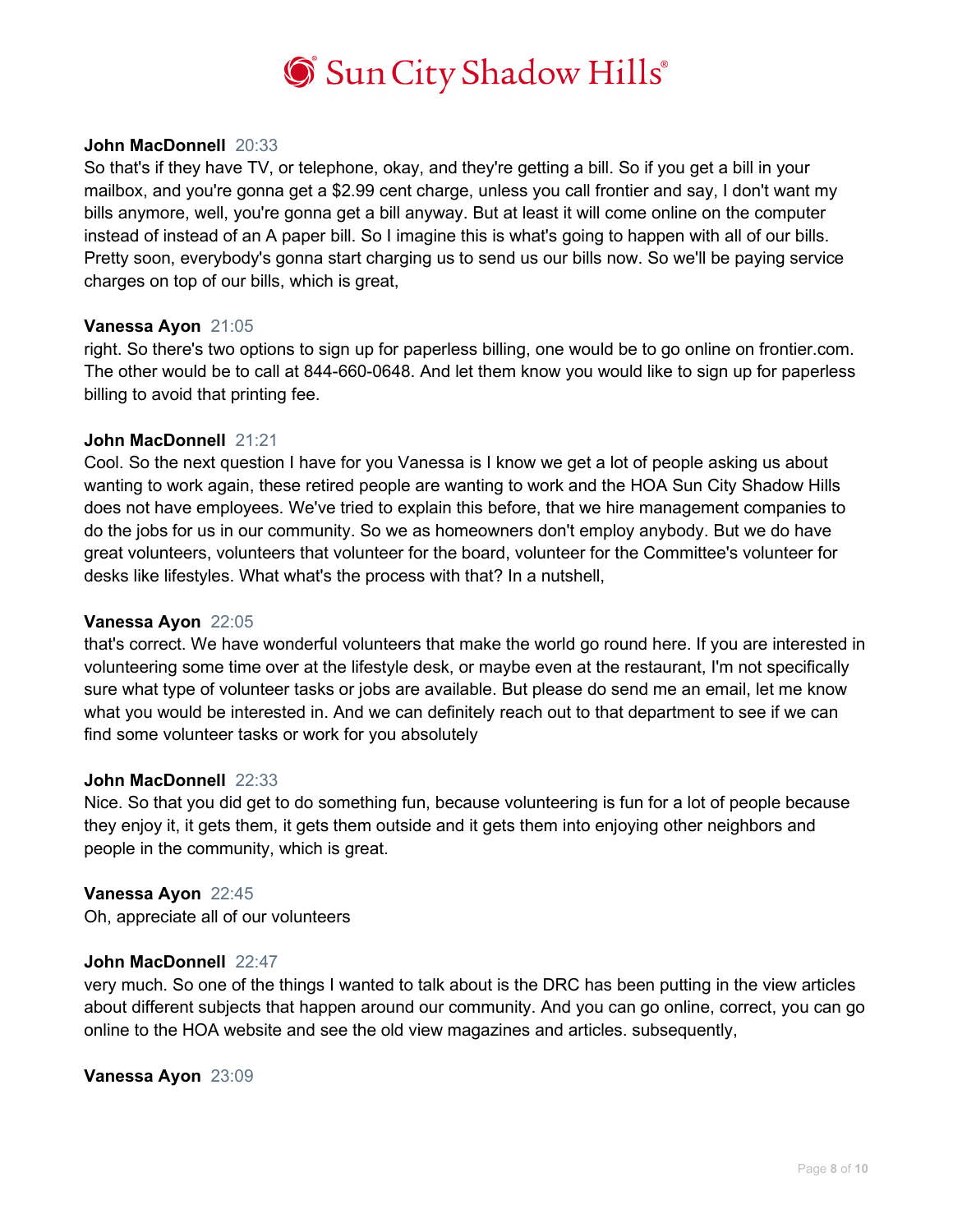**John MacDonnell** 20:33
So that's if they have TV, or telephone, okay, and they're getting a bill. So if you get a bill in your mailbox, and you're gonna get a $2.99 cent charge, unless you call frontier and say, I don't want my bills anymore, well, you're gonna get a bill anyway. But at least it will come online on the computer instead of instead of an A paper bill. So I imagine this is what's going to happen with all of our bills. Pretty soon, everybody's gonna start charging us to send us our bills now. So we'll be paying service charges on top of our bills, which is great,

**Vanessa Ayon** 21:05
right. So there's two options to sign up for paperless billing, one would be to go online on frontier.com. The other would be to call at 844-660-0648. And let them know you would like to sign up for paperless billing to avoid that printing fee.

**John MacDonnell** 21:21
Cool. So the next question I have for you Vanessa is I know we get a lot of people asking us about wanting to work again, these retired people are wanting to work and the HOA Sun City Shadow Hills does not have employees. We've tried to explain this before, that we hire management companies to do the jobs for us in our community. So we as homeowners don't employ anybody. But we do have great volunteers, volunteers that volunteer for the board, volunteer for the Committee's volunteer for desks like lifestyles. What what's the process with that? In a nutshell,

**Vanessa Ayon** 22:05
that's correct. We have wonderful volunteers that make the world go round here. If you are interested in volunteering some time over at the lifestyle desk, or maybe even at the restaurant, I'm not specifically sure what type of volunteer tasks or jobs are available. But please do send me an email, let me know what you would be interested in. And we can definitely reach out to that department to see if we can find some volunteer tasks or work for you absolutely

**John MacDonnell** 22:33
Nice. So that you did get to do something fun, because volunteering is fun for a lot of people because they enjoy it, it gets them, it gets them outside and it gets them into enjoying other neighbors and people in the community, which is great.

**Vanessa Ayon** 22:45
Oh, appreciate all of our volunteers

**John MacDonnell** 22:47
very much. So one of the things I wanted to talk about is the DRC has been putting in the view articles about different subjects that happen around our community. And you can go online, correct, you can go online to the HOA website and see the old view magazines and articles. subsequently,

**Vanessa Ayon** 23:09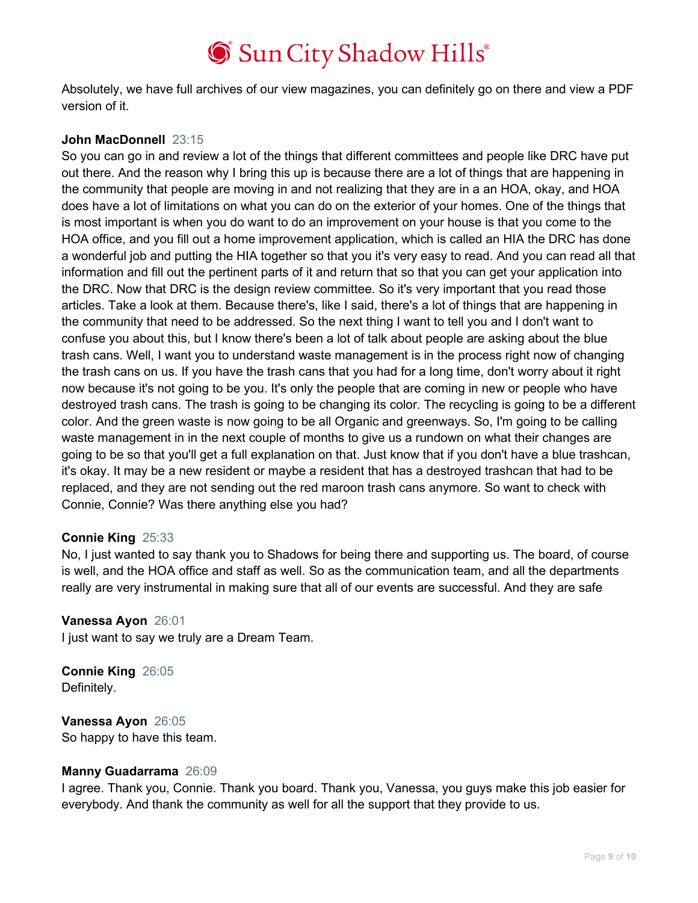Absolutely, we have full archives of our view magazines, you can definitely go on there and view a PDF version of it.

**John MacDonnell** 23:15
So you can go in and review a lot of the things that different committees and people like DRC have put out there. And the reason why I bring this up is because there are a lot of things that are happening in the community that people are moving in and not realizing that they are in a an HOA, okay, and HOA does have a lot of limitations on what you can do on the exterior of your homes. One of the things that is most important is when you do want to do an improvement on your house is that you come to the HOA office, and you fill out a home improvement application, which is called an HIA the DRC has done a wonderful job and putting the HIA together so that you it's very easy to read. And you can read all that information and fill out the pertinent parts of it and return that so that you can get your application into the DRC. Now that DRC is the design review committee. So it's very important that you read those articles. Take a look at them. Because there's, like I said, there's a lot of things that are happening in the community that need to be addressed. So the next thing I want to tell you and I don't want to confuse you about this, but I know there's been a lot of talk about people are asking about the blue trash cans. Well, I want you to understand waste management is in the process right now of changing the trash cans on us. If you have the trash cans that you had for a long time, don't worry about it right now because it's not going to be you. It's only the people that are coming in new or people who have destroyed trash cans. The trash is going to be changing its color. The recycling is going to be a different color. And the green waste is now going to be all Organic and greenways. So, I'm going to be calling waste management in in the next couple of months to give us a rundown on what their changes are going to be so that you'll get a full explanation on that. Just know that if you don't have a blue trashcan, it's okay. It may be a new resident or maybe a resident that has a destroyed trashcan that had to be replaced, and they are not sending out the red maroon trash cans anymore. So want to check with Connie, Connie? Was there anything else you had?

**Connie King** 25:33
No, I just wanted to say thank you to Shadows for being there and supporting us. The board, of course is well, and the HOA office and staff as well. So as the communication team, and all the departments really are very instrumental in making sure that all of our events are successful. And they are safe

**Vanessa Ayon** 26:01
I just want to say we truly are a Dream Team.

**Connie King** 26:05
Definitely.

**Vanessa Ayon** 26:05
So happy to have this team.

**Manny Guadarrama** 26:09
I agree. Thank you, Connie. Thank you board. Thank you, Vanessa, you guys make this job easier for everybody. And thank the community as well for all the support that they provide to us.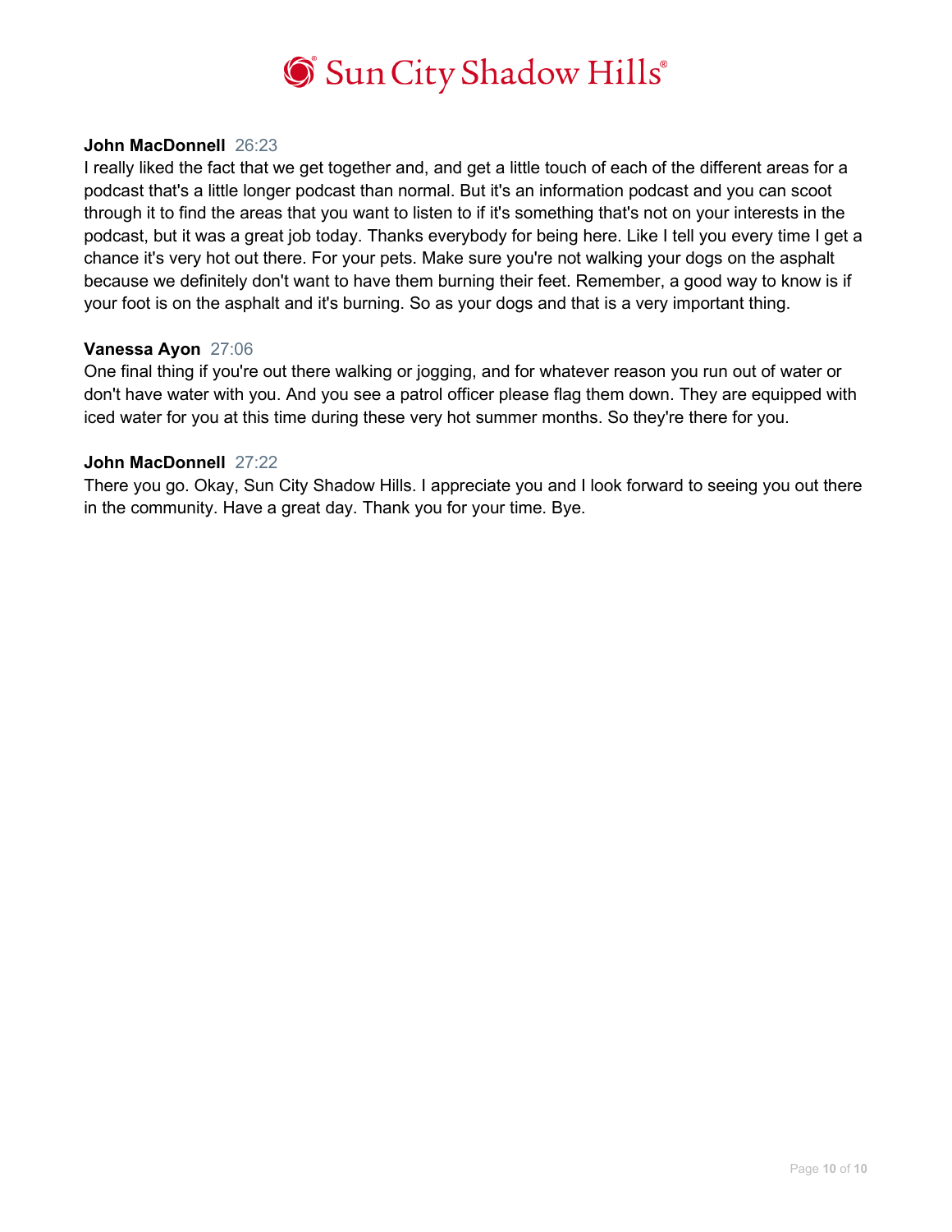**John MacDonnell** 26:23
I really liked the fact that we get together and, and get a little touch of each of the different areas for a podcast that's a little longer podcast than normal. But it's an information podcast and you can scoot through it to find the areas that you want to listen to if it's something that's not on your interests in the podcast, but it was a great job today. Thanks everybody for being here. Like I tell you every time I get a chance it's very hot out there. For your pets. Make sure you're not walking your dogs on the asphalt because we definitely don't want to have them burning their feet. Remember, a good way to know is if your foot is on the asphalt and it's burning. So as your dogs and that is a very important thing.

**Vanessa Ayon** 27:06
One final thing if you're out there walking or jogging, and for whatever reason you run out of water or don't have water with you. And you see a patrol officer please flag them down. They are equipped with iced water for you at this time during these very hot summer months. So they're there for you.

**John MacDonnell** 27:22
There you go. Okay, Sun City Shadow Hills. I appreciate you and I look forward to seeing you out there in the community. Have a great day. Thank you for your time. Bye.